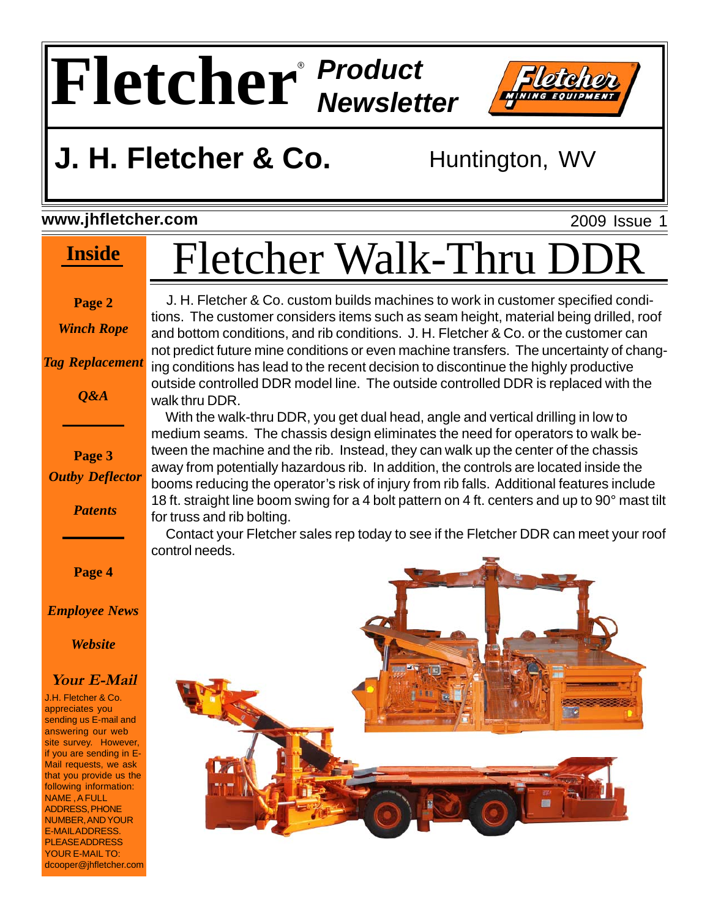# Fletcher® Product Newsletter

## J. H. Fletcher & Co.

Huntington, WV

**www.jhfletcher.com**

2009 Issue 1

**Inside**

**Page 2**

*Winch Rope*

*Tag Replacement*

*Q&A*

**Page 3**

*Outby Deflector*

*Patents*

**Page 4**

*Employee News*

*Website*

*Your E-Mail*

J.H. Fletcher & Co. appreciates you sending us E-mail and answering our web site survey. However, if you are sending in E-Mail requests, we ask that you provide us the following information: NAME, A FULL ADDRESS, PHONE NUMBER, AND YOUR E-MAIL ADDRESS. PLEASE ADDRESS YOUR E-MAIL TO: dcooper@jhfletcher.com

# Fletcher Walk-Thru DDR

J. H. Fletcher & Co. custom builds machines to work in customer specified conditions. The customer considers items such as seam height, material being drilled, roof and bottom conditions, and rib conditions. J. H. Fletcher & Co. or the customer can not predict future mine conditions or even machine transfers. The uncertainty of changing conditions has lead to the recent decision to discontinue the highly productive outside controlled DDR model line. The outside controlled DDR is replaced with the walk thru DDR.

With the walk-thru DDR, you get dual head, angle and vertical drilling in low to medium seams. The chassis design eliminates the need for operators to walk between the machine and the rib. Instead, they can walk up the center of the chassis away from potentially hazardous rib. In addition, the controls are located inside the booms reducing the operator's risk of injury from rib falls. Additional features include 18 ft. straight line boom swing for a 4 bolt pattern on 4 ft. centers and up to 90° mast tilt for truss and rib bolting.

Contact your Fletcher sales rep today to see if the Fletcher DDR can meet your roof control needs.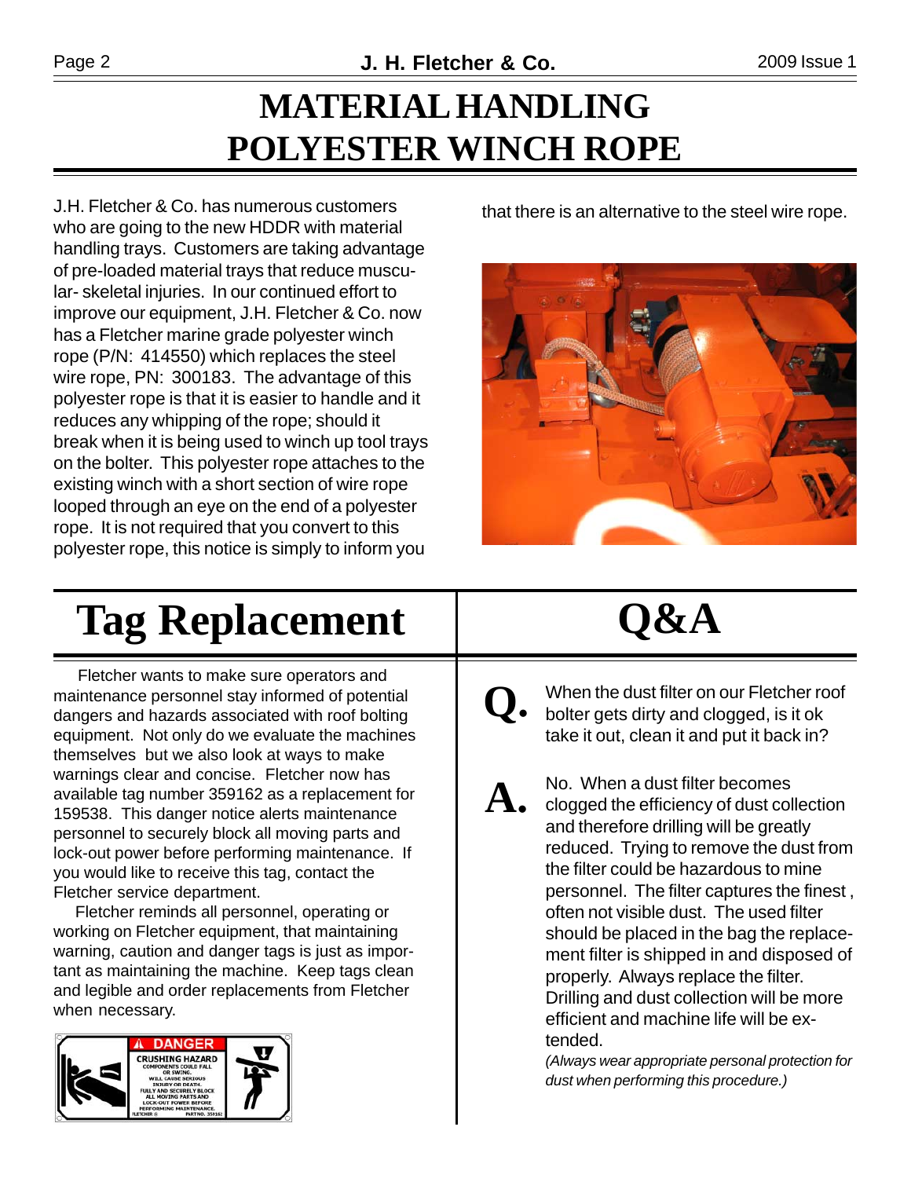# MATERIAL HANDLING POLYESTER WINCH ROPE

J.H. Fletcher & Co. has numerous customers who are going to the new HDDR with material handling trays. Customers are taking advantage of pre-loaded material trays that reduce muscular- skeletal injuries. In our continued effort to improve our equipment, J.H. Fletcher & Co. now has a Fletcher marine grade polyester winch rope (P/N: 414550) which replaces the steel wire rope, PN: 300183. The advantage of this polyester rope is that it is easier to handle and it reduces any whipping of the rope; should it break when it is being used to winch up tool trays on the bolter. This polyester rope attaches to the existing winch with a short section of wire rope looped through an eye on the end of a polyester rope. It is not required that you convert to this polyester rope, this notice is simply to inform you that there is an alternative to the steel wire rope.

# Tag Replacement

Fletcher wants to make sure operators and maintenance personnel stay informed of potential dangers and hazards associated with roof bolting equipment. Not only do we evaluate the machines themselves but we also look at ways to make warnings clear and concise. Fletcher now has available tag number 359162 as a replacement for 159538. This danger notice alerts maintenance personnel to securely block all moving parts and lock-out power before performing maintenance. If you would like to receive this tag, contact the Fletcher service department.

Fletcher reminds all personnel, operating or working on Fletcher equipment, that maintaining warning, caution and danger tags is just as important as maintaining the machine. Keep tags clean and legible and order replacements from Fletcher when necessary.

DANGER

CRUSHING HAZARD

COMPONENTS COULD FALL OR SWING. WILL CAUSE SERIOUS INJURY OR DEATH. FULLY AND SECURELY BLOCK ALL MOVING PARTS AND LOCK-OUT POWER BEFORE PERFORMING MAINTENANCE.

FLETCHER PART NO. 359162

# Q&A

**Q.** When the dust filter on our Fletcher roof bolter gets dirty and clogged, is it ok take it out, clean it and put it back in?

**A.** No. When a dust filter becomes clogged the efficiency of dust collection and therefore drilling will be greatly reduced. Trying to remove the dust from the filter could be hazardous to mine personnel. The filter captures the finest , often not visible dust. The used filter should be placed in the bag the replacement filter is shipped in and disposed of properly. Always replace the filter. Drilling and dust collection will be more efficient and machine life will be extended.

*(Always wear appropriate personal protection for dust when performing this procedure.)*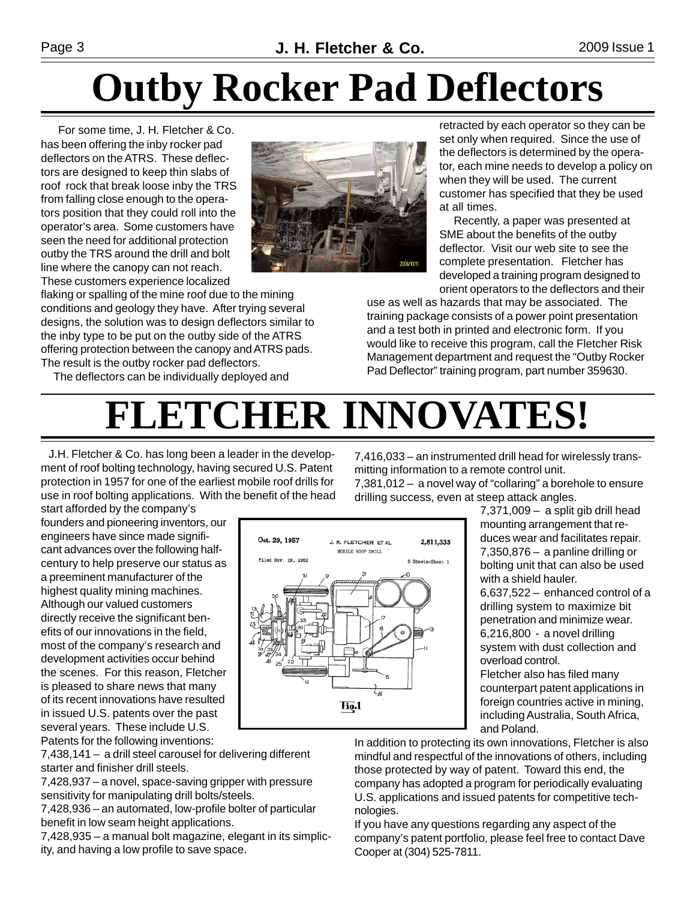# Outby Rocker Pad Deflectors

For some time, J. H. Fletcher & Co. has been offering the inby rocker pad deflectors on the ATRS. These deflectors are designed to keep thin slabs of roof rock that break loose inby the TRS from falling close enough to the operators position that they could roll into the operator's area. Some customers have seen the need for additional protection outby the TRS around the drill and bolt line where the canopy can not reach. These customers experience localized flaking or spalling of the mine roof due to the mining conditions and geology they have. After trying several designs, the solution was to design deflectors similar to the inby type to be put on the outby side of the ATRS offering protection between the canopy and ATRS pads. The result is the outby rocker pad deflectors.

The deflectors can be individually deployed and retracted by each operator so they can be set only when required. Since the use of the deflectors is determined by the operator, each mine needs to develop a policy on when they will be used. The current customer has specified that they be used at all times.

Recently, a paper was presented at SME about the benefits of the outby deflector. Visit our web site to see the complete presentation. Fletcher has developed a training program designed to orient operators to the deflectors and their use as well as hazards that may be associated. The training package consists of a power point presentation and a test both in printed and electronic form. If you would like to receive this program, call the Fletcher Risk Management department and request the "Outby Rocker Pad Deflector" training program, part number 359630.

# FLETCHER INNOVATES!

J.H. Fletcher & Co. has long been a leader in the development of roof bolting technology, having secured U.S. Patent protection in 1957 for one of the earliest mobile roof drills for use in roof bolting applications. With the benefit of the head start afforded by the company's founders and pioneering inventors, our engineers have since made significant advances over the following half-century to help preserve our status as a preeminent manufacturer of the highest quality mining machines. Although our valued customers directly receive the significant benefits of our innovations in the field, most of the company's research and development activities occur behind the scenes. For this reason, Fletcher is pleased to share news that many of its recent innovations have resulted in issued U.S. patents over the past several years. These include U.S. Patents for the following inventions:

7,438,141 – a drill steel carousel for delivering different starter and finisher drill steels.

7,428,937 – a novel, space-saving gripper with pressure sensitivity for manipulating drill bolts/steels.

7,428,936 – an automated, low-profile bolter of particular benefit in low seam height applications.

7,428,935 – a manual bolt magazine, elegant in its simplicity, and having a low profile to save space.

7,416,033 – an instrumented drill head for wirelessly transmitting information to a remote control unit.

7,381,012 – a novel way of "collaring" a borehole to ensure drilling success, even at steep attack angles.

7,371,009 – a split gib drill head mounting arrangement that reduces wear and facilitates repair.

7,350,876 – a panline drilling or bolting unit that can also be used with a shield hauler.

6,637,522 – enhanced control of a drilling system to maximize bit penetration and minimize wear.

6,216,800 - a novel drilling system with dust collection and overload control.

Fletcher also has filed many counterpart patent applications in foreign countries active in mining, including Australia, South Africa, and Poland.

In addition to protecting its own innovations, Fletcher is also mindful and respectful of the innovations of others, including those protected by way of patent. Toward this end, the company has adopted a program for periodically evaluating U.S. applications and issued patents for competitive technologies.

If you have any questions regarding any aspect of the company's patent portfolio, please feel free to contact Dave Cooper at (304) 525-7811.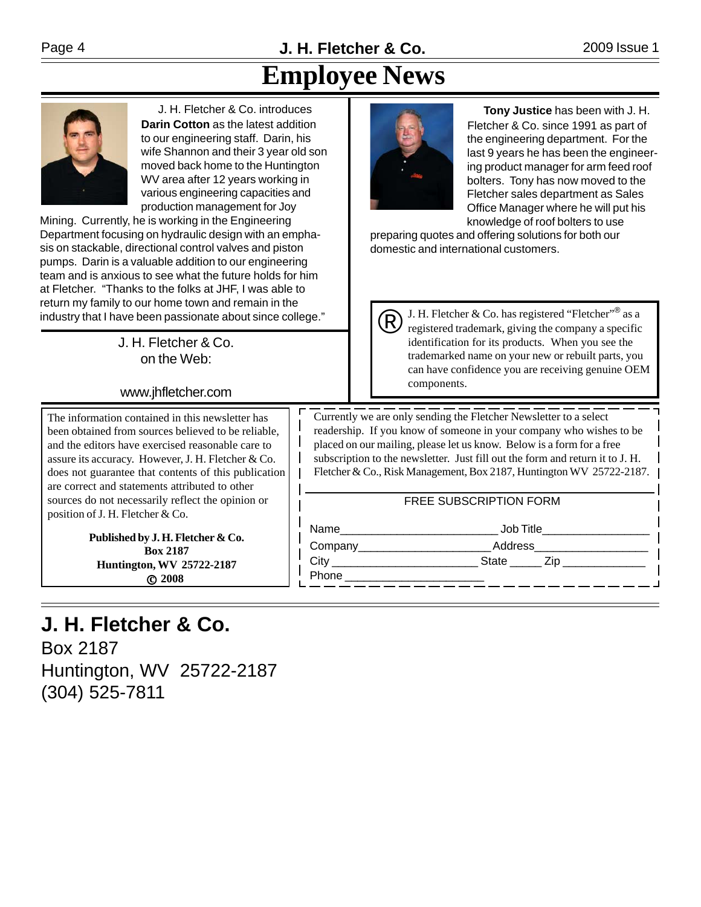# Employee News

J. H. Fletcher & Co. introduces **Darin Cotton** as the latest addition to our engineering staff. Darin, his wife Shannon and their 3 year old son moved back home to the Huntington WV area after 12 years working in various engineering capacities and production management for Joy Mining. Currently, he is working in the Engineering Department focusing on hydraulic design with an emphasis on stackable, directional control valves and piston pumps. Darin is a valuable addition to our engineering team and is anxious to see what the future holds for him at Fletcher. "Thanks to the folks at JHF, I was able to return my family to our home town and remain in the industry that I have been passionate about since college."

**Tony Justice** has been with J. H. Fletcher & Co. since 1991 as part of the engineering department. For the last 9 years he has been the engineering product manager for arm feed roof bolters. Tony has now moved to the Fletcher sales department as Sales Office Manager where he will put his knowledge of roof bolters to use preparing quotes and offering solutions for both our domestic and international customers.

J. H. Fletcher & Co. on the Web:

www.jhfletcher.com

Ⓡ J. H. Fletcher & Co. has registered "Fletcher"® as a registered trademark, giving the company a specific identification for its products. When you see the trademarked name on your new or rebuilt parts, you can have confidence you are receiving genuine OEM components.

The information contained in this newsletter has been obtained from sources believed to be reliable, and the editors have exercised reasonable care to assure its accuracy. However, J. H. Fletcher & Co. does not guarantee that contents of this publication are correct and statements attributed to other sources do not necessarily reflect the opinion or position of J. H. Fletcher & Co.

**Published by J. H. Fletcher & Co.**
**Box 2187**
**Huntington, WV 25722-2187**
**© 2008**

Currently we are only sending the Fletcher Newsletter to a select readership. If you know of someone in your company who wishes to be placed on our mailing, please let us know. Below is a form for a free subscription to the newsletter. Just fill out the form and return it to J. H. Fletcher & Co., Risk Management, Box 2187, Huntington WV 25722-2187.

FREE SUBSCRIPTION FORM

Name_________________________ Job Title_________________
Company_____________________ Address__________________
City _______________________ State _____ Zip _____________
Phone ______________________

**J. H. Fletcher & Co.**
Box 2187
Huntington, WV 25722-2187
(304) 525-7811